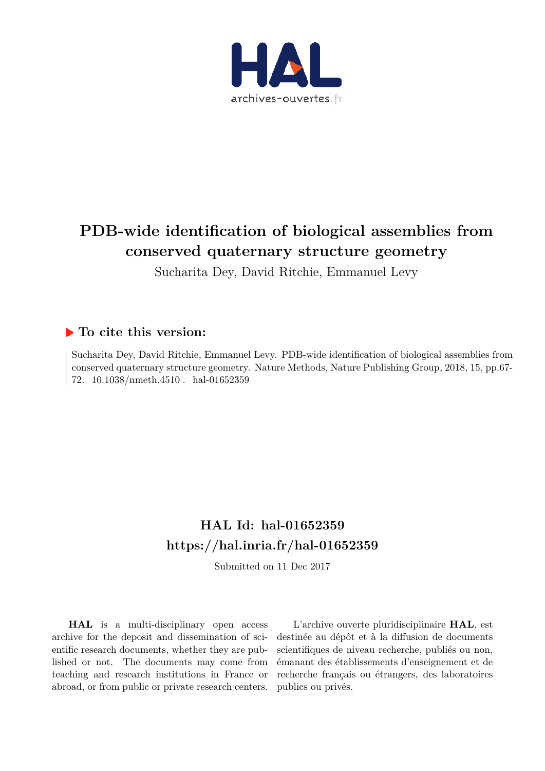# PDB-wide identification of biological assemblies from conserved quaternary structure geometry

Sucharita Dey, David Ritchie, Emmanuel Levy

## ▶ To cite this version:

Sucharita Dey, David Ritchie, Emmanuel Levy. PDB-wide identification of biological assemblies from conserved quaternary structure geometry. Nature Methods, Nature Publishing Group, 2018, 15, pp.67-72. 10.1038/nmeth.4510 . hal-01652359

## HAL Id: hal-01652359
## https://hal.inria.fr/hal-01652359

Submitted on 11 Dec 2017

**HAL** is a multi-disciplinary open access archive for the deposit and dissemination of scientific research documents, whether they are published or not. The documents may come from teaching and research institutions in France or abroad, or from public or private research centers.

L'archive ouverte pluridisciplinaire **HAL**, est destinée au dépôt et à la diffusion de documents scientifiques de niveau recherche, publiés ou non, émanant des établissements d'enseignement et de recherche français ou étrangers, des laboratoires publics ou privés.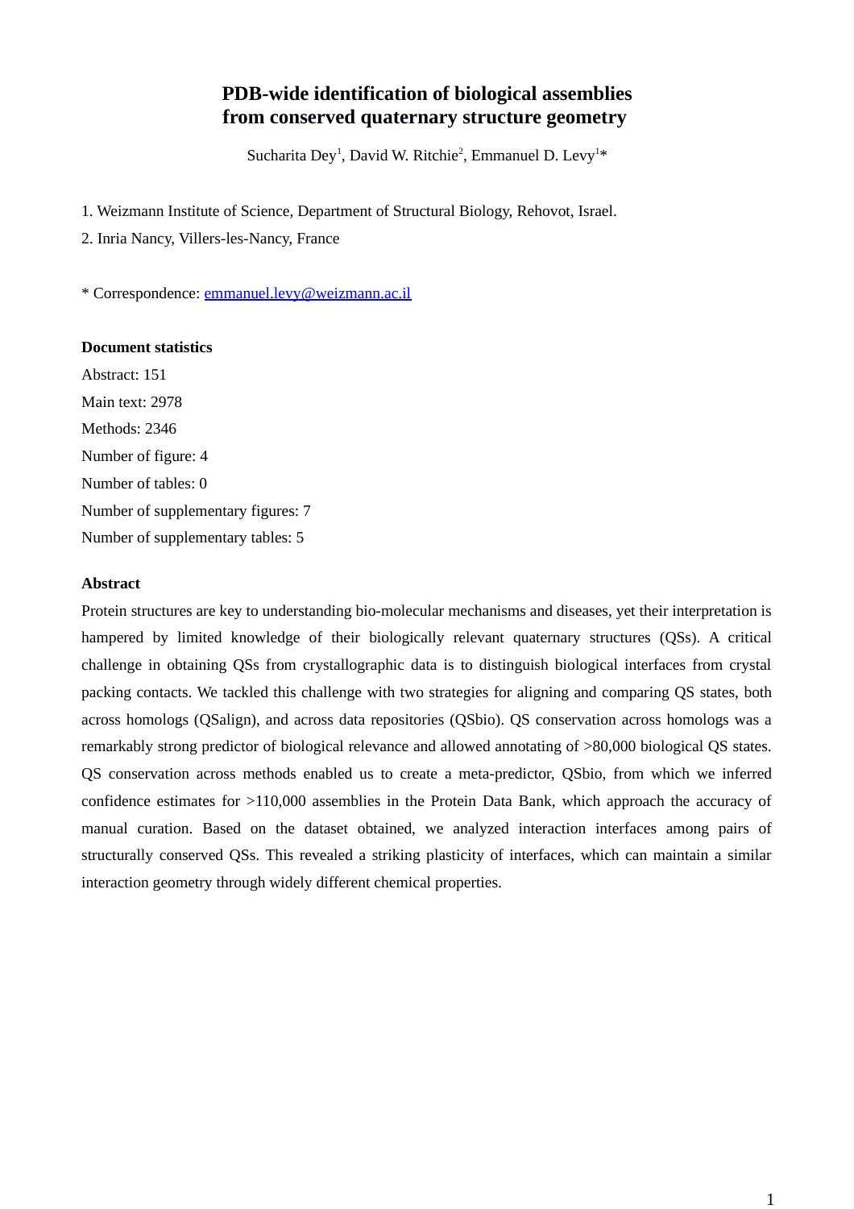# PDB-wide identification of biological assemblies from conserved quaternary structure geometry

Sucharita Dey[1], David W. Ritchie[2], Emmanuel D. Levy[1]*

1. Weizmann Institute of Science, Department of Structural Biology, Rehovot, Israel.
2. Inria Nancy, Villers-les-Nancy, France

\* Correspondence: emmanuel.levy@weizmann.ac.il

**Document statistics**

Abstract: 151

Main text: 2978

Methods: 2346

Number of figure: 4

Number of tables: 0

Number of supplementary figures: 7

Number of supplementary tables: 5

**Abstract**

Protein structures are key to understanding bio-molecular mechanisms and diseases, yet their interpretation is hampered by limited knowledge of their biologically relevant quaternary structures (QSs). A critical challenge in obtaining QSs from crystallographic data is to distinguish biological interfaces from crystal packing contacts. We tackled this challenge with two strategies for aligning and comparing QS states, both across homologs (QSalign), and across data repositories (QSbio). QS conservation across homologs was a remarkably strong predictor of biological relevance and allowed annotating of >80,000 biological QS states. QS conservation across methods enabled us to create a meta-predictor, QSbio, from which we inferred confidence estimates for >110,000 assemblies in the Protein Data Bank, which approach the accuracy of manual curation. Based on the dataset obtained, we analyzed interaction interfaces among pairs of structurally conserved QSs. This revealed a striking plasticity of interfaces, which can maintain a similar interaction geometry through widely different chemical properties.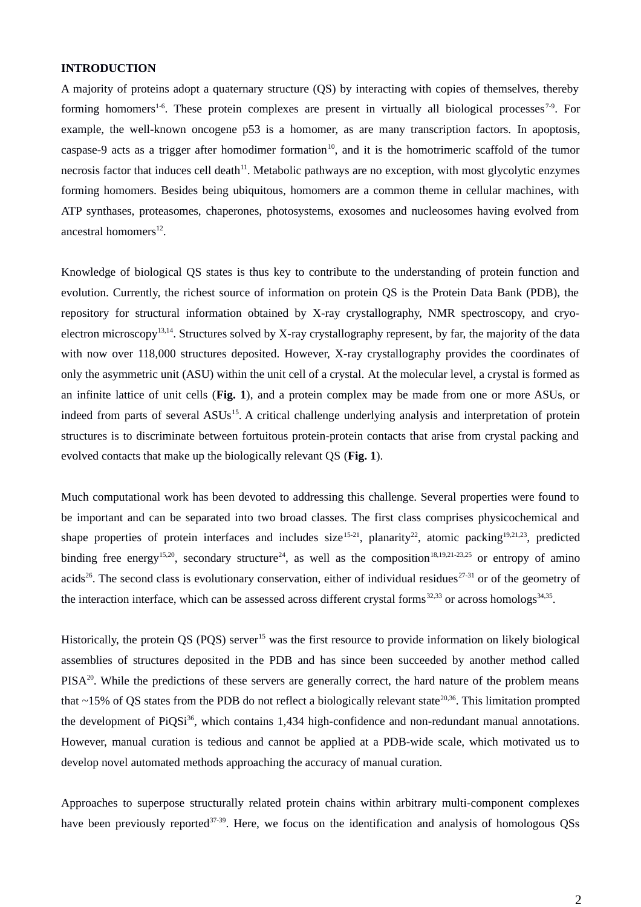## INTRODUCTION

A majority of proteins adopt a quaternary structure (QS) by interacting with copies of themselves, thereby forming homomers[1-6]. These protein complexes are present in virtually all biological processes[7-9]. For example, the well-known oncogene p53 is a homomer, as are many transcription factors. In apoptosis, caspase-9 acts as a trigger after homodimer formation[10], and it is the homotrimeric scaffold of the tumor necrosis factor that induces cell death[11]. Metabolic pathways are no exception, with most glycolytic enzymes forming homomers. Besides being ubiquitous, homomers are a common theme in cellular machines, with ATP synthases, proteasomes, chaperones, photosystems, exosomes and nucleosomes having evolved from ancestral homomers[12].

Knowledge of biological QS states is thus key to contribute to the understanding of protein function and evolution. Currently, the richest source of information on protein QS is the Protein Data Bank (PDB), the repository for structural information obtained by X-ray crystallography, NMR spectroscopy, and cryo-electron microscopy[13,14]. Structures solved by X-ray crystallography represent, by far, the majority of the data with now over 118,000 structures deposited. However, X-ray crystallography provides the coordinates of only the asymmetric unit (ASU) within the unit cell of a crystal. At the molecular level, a crystal is formed as an infinite lattice of unit cells (**Fig. 1**), and a protein complex may be made from one or more ASUs, or indeed from parts of several ASUs[15]. A critical challenge underlying analysis and interpretation of protein structures is to discriminate between fortuitous protein-protein contacts that arise from crystal packing and evolved contacts that make up the biologically relevant QS (**Fig. 1**).

Much computational work has been devoted to addressing this challenge. Several properties were found to be important and can be separated into two broad classes. The first class comprises physicochemical and shape properties of protein interfaces and includes size[15-21], planarity[22], atomic packing[19,21,23], predicted binding free energy[15,20], secondary structure[24], as well as the composition[18,19,21-23,25] or entropy of amino acids[26]. The second class is evolutionary conservation, either of individual residues[27-31] or of the geometry of the interaction interface, which can be assessed across different crystal forms[32,33] or across homologs[34,35].

Historically, the protein QS (PQS) server[15] was the first resource to provide information on likely biological assemblies of structures deposited in the PDB and has since been succeeded by another method called PISA[20]. While the predictions of these servers are generally correct, the hard nature of the problem means that ~15% of QS states from the PDB do not reflect a biologically relevant state[20,36]. This limitation prompted the development of PiQSi[36], which contains 1,434 high-confidence and non-redundant manual annotations. However, manual curation is tedious and cannot be applied at a PDB-wide scale, which motivated us to develop novel automated methods approaching the accuracy of manual curation.

Approaches to superpose structurally related protein chains within arbitrary multi-component complexes have been previously reported[37-39]. Here, we focus on the identification and analysis of homologous QSs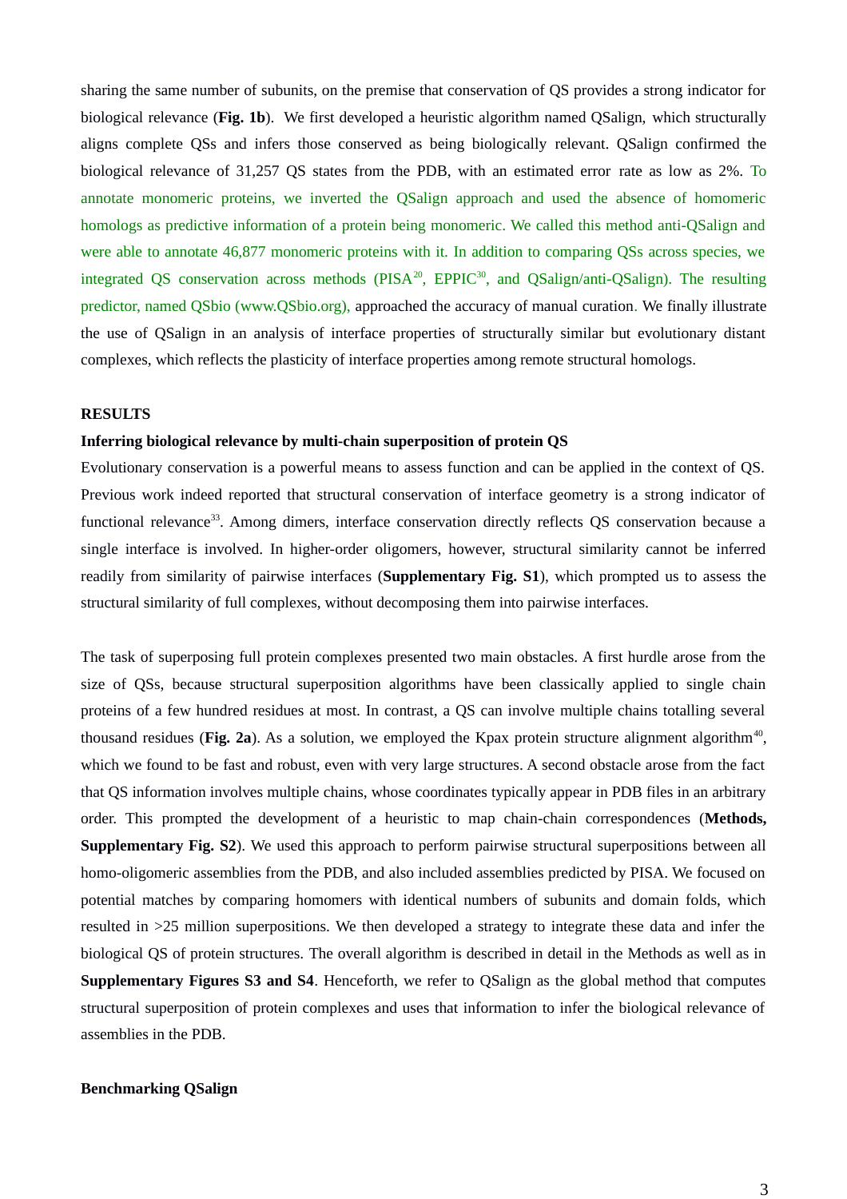sharing the same number of subunits, on the premise that conservation of QS provides a strong indicator for biological relevance (**Fig. 1b**). We first developed a heuristic algorithm named QSalign, which structurally aligns complete QSs and infers those conserved as being biologically relevant. QSalign confirmed the biological relevance of 31,257 QS states from the PDB, with an estimated error rate as low as 2%. To annotate monomeric proteins, we inverted the QSalign approach and used the absence of homomeric homologs as predictive information of a protein being monomeric. We called this method anti-QSalign and were able to annotate 46,877 monomeric proteins with it. In addition to comparing QSs across species, we integrated QS conservation across methods (PISA[20], EPPIC[30], and QSalign/anti-QSalign). The resulting predictor, named QSbio (www.QSbio.org), approached the accuracy of manual curation. We finally illustrate the use of QSalign in an analysis of interface properties of structurally similar but evolutionary distant complexes, which reflects the plasticity of interface properties among remote structural homologs.

## RESULTS

### Inferring biological relevance by multi-chain superposition of protein QS

Evolutionary conservation is a powerful means to assess function and can be applied in the context of QS. Previous work indeed reported that structural conservation of interface geometry is a strong indicator of functional relevance[33]. Among dimers, interface conservation directly reflects QS conservation because a single interface is involved. In higher-order oligomers, however, structural similarity cannot be inferred readily from similarity of pairwise interfaces (**Supplementary Fig. S1**), which prompted us to assess the structural similarity of full complexes, without decomposing them into pairwise interfaces.

The task of superposing full protein complexes presented two main obstacles. A first hurdle arose from the size of QSs, because structural superposition algorithms have been classically applied to single chain proteins of a few hundred residues at most. In contrast, a QS can involve multiple chains totalling several thousand residues (**Fig. 2a**). As a solution, we employed the Kpax protein structure alignment algorithm[40], which we found to be fast and robust, even with very large structures. A second obstacle arose from the fact that QS information involves multiple chains, whose coordinates typically appear in PDB files in an arbitrary order. This prompted the development of a heuristic to map chain-chain correspondences (**Methods, Supplementary Fig. S2**). We used this approach to perform pairwise structural superpositions between all homo-oligomeric assemblies from the PDB, and also included assemblies predicted by PISA. We focused on potential matches by comparing homomers with identical numbers of subunits and domain folds, which resulted in >25 million superpositions. We then developed a strategy to integrate these data and infer the biological QS of protein structures. The overall algorithm is described in detail in the Methods as well as in **Supplementary Figures S3 and S4**. Henceforth, we refer to QSalign as the global method that computes structural superposition of protein complexes and uses that information to infer the biological relevance of assemblies in the PDB.

### Benchmarking QSalign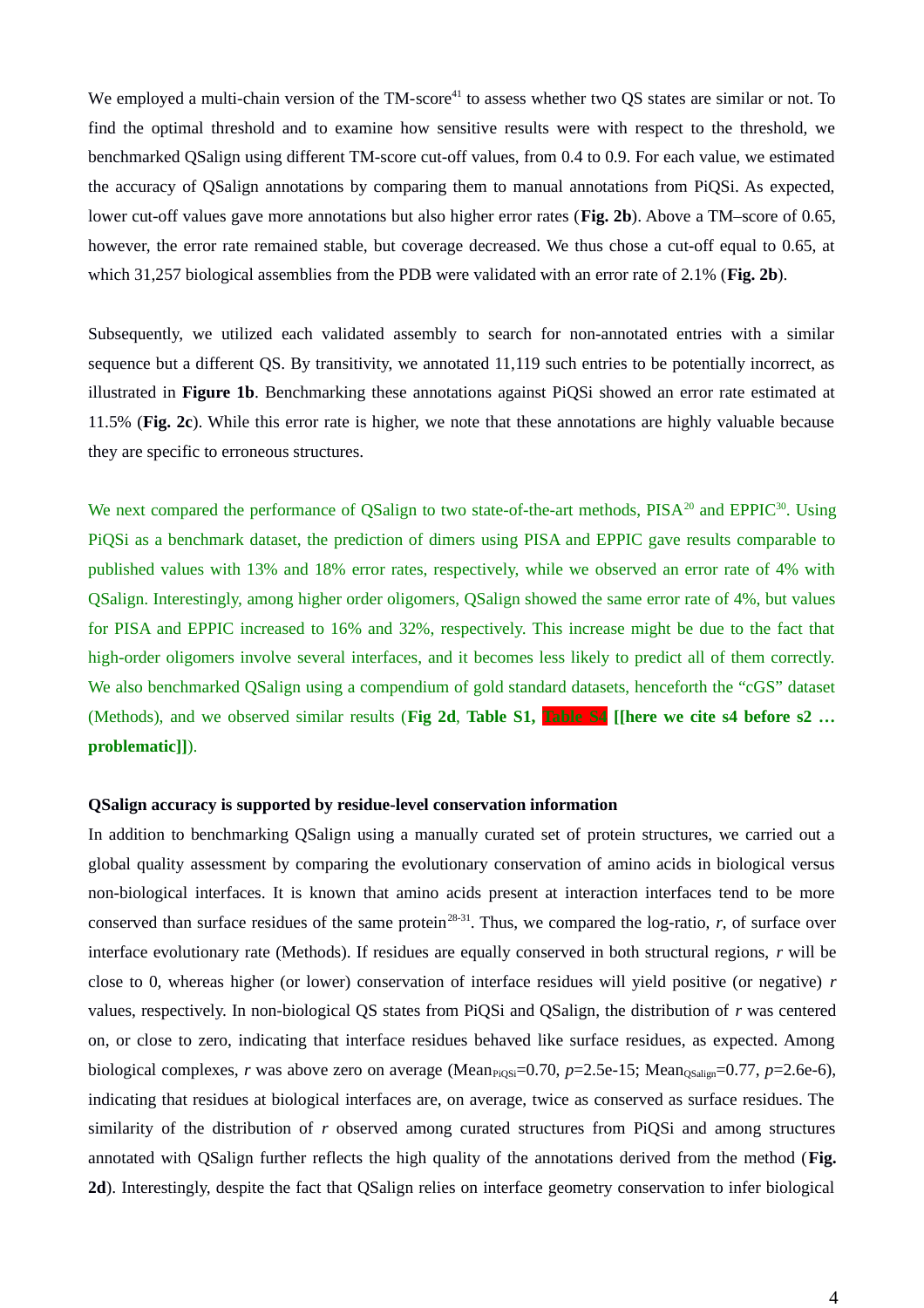We employed a multi-chain version of the TM-score[41] to assess whether two QS states are similar or not. To find the optimal threshold and to examine how sensitive results were with respect to the threshold, we benchmarked QSalign using different TM-score cut-off values, from 0.4 to 0.9. For each value, we estimated the accuracy of QSalign annotations by comparing them to manual annotations from PiQSi. As expected, lower cut-off values gave more annotations but also higher error rates (**Fig. 2b**). Above a TM–score of 0.65, however, the error rate remained stable, but coverage decreased. We thus chose a cut-off equal to 0.65, at which 31,257 biological assemblies from the PDB were validated with an error rate of 2.1% (**Fig. 2b**).

Subsequently, we utilized each validated assembly to search for non-annotated entries with a similar sequence but a different QS. By transitivity, we annotated 11,119 such entries to be potentially incorrect, as illustrated in **Figure 1b**. Benchmarking these annotations against PiQSi showed an error rate estimated at 11.5% (**Fig. 2c**). While this error rate is higher, we note that these annotations are highly valuable because they are specific to erroneous structures.

We next compared the performance of QSalign to two state-of-the-art methods, PISA[20] and EPPIC[30]. Using PiQSi as a benchmark dataset, the prediction of dimers using PISA and EPPIC gave results comparable to published values with 13% and 18% error rates, respectively, while we observed an error rate of 4% with QSalign. Interestingly, among higher order oligomers, QSalign showed the same error rate of 4%, but values for PISA and EPPIC increased to 16% and 32%, respectively. This increase might be due to the fact that high-order oligomers involve several interfaces, and it becomes less likely to predict all of them correctly. We also benchmarked QSalign using a compendium of gold standard datasets, henceforth the "cGS" dataset (Methods), and we observed similar results (**Fig 2d**, **Table S1**, **Table S4** **[[here we cite s4 before s2 … problematic]]**).

**QSalign accuracy is supported by residue-level conservation information**

In addition to benchmarking QSalign using a manually curated set of protein structures, we carried out a global quality assessment by comparing the evolutionary conservation of amino acids in biological versus non-biological interfaces. It is known that amino acids present at interaction interfaces tend to be more conserved than surface residues of the same protein[28-31]. Thus, we compared the log-ratio, $r$, of surface over interface evolutionary rate (Methods). If residues are equally conserved in both structural regions, $r$ will be close to 0, whereas higher (or lower) conservation of interface residues will yield positive (or negative) $r$ values, respectively. In non-biological QS states from PiQSi and QSalign, the distribution of $r$ was centered on, or close to zero, indicating that interface residues behaved like surface residues, as expected. Among biological complexes, $r$ was above zero on average ($\text{Mean}_{\text{PiQSi}}$=0.70, $p$=2.5e-15; $\text{Mean}_{\text{QSalign}}$=0.77, $p$=2.6e-6), indicating that residues at biological interfaces are, on average, twice as conserved as surface residues. The similarity of the distribution of $r$ observed among curated structures from PiQSi and among structures annotated with QSalign further reflects the high quality of the annotations derived from the method (**Fig. 2d**). Interestingly, despite the fact that QSalign relies on interface geometry conservation to infer biological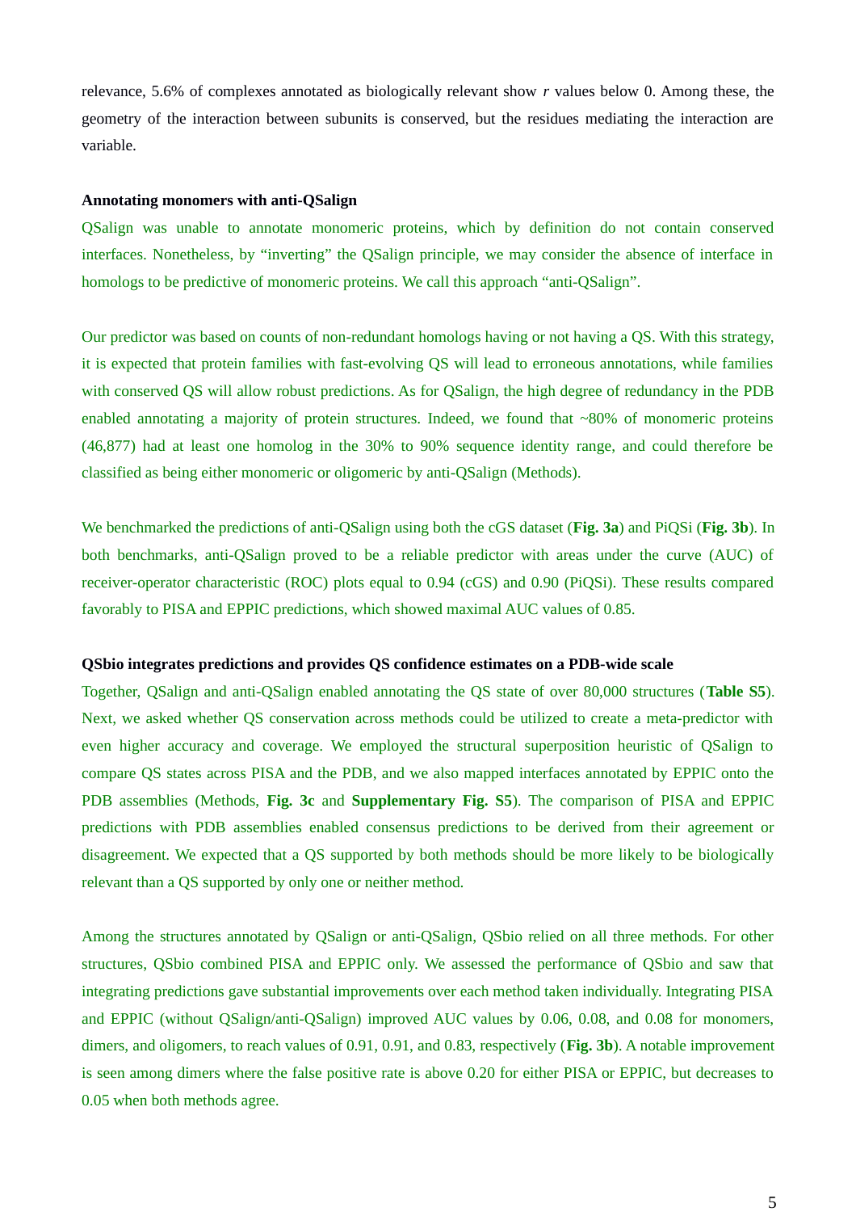relevance, 5.6% of complexes annotated as biologically relevant show *r* values below 0. Among these, the geometry of the interaction between subunits is conserved, but the residues mediating the interaction are variable.

**Annotating monomers with anti-QSalign**

QSalign was unable to annotate monomeric proteins, which by definition do not contain conserved interfaces. Nonetheless, by "inverting" the QSalign principle, we may consider the absence of interface in homologs to be predictive of monomeric proteins. We call this approach "anti-QSalign".

Our predictor was based on counts of non-redundant homologs having or not having a QS. With this strategy, it is expected that protein families with fast-evolving QS will lead to erroneous annotations, while families with conserved QS will allow robust predictions. As for QSalign, the high degree of redundancy in the PDB enabled annotating a majority of protein structures. Indeed, we found that ~80% of monomeric proteins (46,877) had at least one homolog in the 30% to 90% sequence identity range, and could therefore be classified as being either monomeric or oligomeric by anti-QSalign (Methods).

We benchmarked the predictions of anti-QSalign using both the cGS dataset (**Fig. 3a**) and PiQSi (**Fig. 3b**). In both benchmarks, anti-QSalign proved to be a reliable predictor with areas under the curve (AUC) of receiver-operator characteristic (ROC) plots equal to 0.94 (cGS) and 0.90 (PiQSi). These results compared favorably to PISA and EPPIC predictions, which showed maximal AUC values of 0.85.

**QSbio integrates predictions and provides QS confidence estimates on a PDB-wide scale**

Together, QSalign and anti-QSalign enabled annotating the QS state of over 80,000 structures (**Table S5**). Next, we asked whether QS conservation across methods could be utilized to create a meta-predictor with even higher accuracy and coverage. We employed the structural superposition heuristic of QSalign to compare QS states across PISA and the PDB, and we also mapped interfaces annotated by EPPIC onto the PDB assemblies (Methods, **Fig. 3c** and **Supplementary Fig. S5**). The comparison of PISA and EPPIC predictions with PDB assemblies enabled consensus predictions to be derived from their agreement or disagreement. We expected that a QS supported by both methods should be more likely to be biologically relevant than a QS supported by only one or neither method.

Among the structures annotated by QSalign or anti-QSalign, QSbio relied on all three methods. For other structures, QSbio combined PISA and EPPIC only. We assessed the performance of QSbio and saw that integrating predictions gave substantial improvements over each method taken individually. Integrating PISA and EPPIC (without QSalign/anti-QSalign) improved AUC values by 0.06, 0.08, and 0.08 for monomers, dimers, and oligomers, to reach values of 0.91, 0.91, and 0.83, respectively (**Fig. 3b**). A notable improvement is seen among dimers where the false positive rate is above 0.20 for either PISA or EPPIC, but decreases to 0.05 when both methods agree.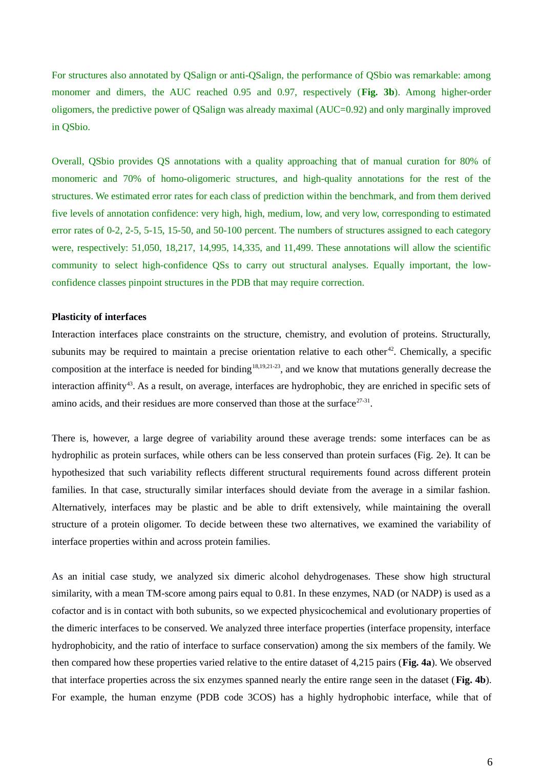For structures also annotated by QSalign or anti-QSalign, the performance of QSbio was remarkable: among monomer and dimers, the AUC reached 0.95 and 0.97, respectively (**Fig. 3b**). Among higher-order oligomers, the predictive power of QSalign was already maximal (AUC=0.92) and only marginally improved in QSbio.

Overall, QSbio provides QS annotations with a quality approaching that of manual curation for 80% of monomeric and 70% of homo-oligomeric structures, and high-quality annotations for the rest of the structures. We estimated error rates for each class of prediction within the benchmark, and from them derived five levels of annotation confidence: very high, high, medium, low, and very low, corresponding to estimated error rates of 0-2, 2-5, 5-15, 15-50, and 50-100 percent. The numbers of structures assigned to each category were, respectively: 51,050, 18,217, 14,995, 14,335, and 11,499. These annotations will allow the scientific community to select high-confidence QSs to carry out structural analyses. Equally important, the low-confidence classes pinpoint structures in the PDB that may require correction.

**Plasticity of interfaces**

Interaction interfaces place constraints on the structure, chemistry, and evolution of proteins. Structurally, subunits may be required to maintain a precise orientation relative to each other[42]. Chemically, a specific composition at the interface is needed for binding[18,19,21-23], and we know that mutations generally decrease the interaction affinity[43]. As a result, on average, interfaces are hydrophobic, they are enriched in specific sets of amino acids, and their residues are more conserved than those at the surface[27-31].

There is, however, a large degree of variability around these average trends: some interfaces can be as hydrophilic as protein surfaces, while others can be less conserved than protein surfaces (Fig. 2e). It can be hypothesized that such variability reflects different structural requirements found across different protein families. In that case, structurally similar interfaces should deviate from the average in a similar fashion. Alternatively, interfaces may be plastic and be able to drift extensively, while maintaining the overall structure of a protein oligomer. To decide between these two alternatives, we examined the variability of interface properties within and across protein families.

As an initial case study, we analyzed six dimeric alcohol dehydrogenases. These show high structural similarity, with a mean TM-score among pairs equal to 0.81. In these enzymes, NAD (or NADP) is used as a cofactor and is in contact with both subunits, so we expected physicochemical and evolutionary properties of the dimeric interfaces to be conserved. We analyzed three interface properties (interface propensity, interface hydrophobicity, and the ratio of interface to surface conservation) among the six members of the family. We then compared how these properties varied relative to the entire dataset of 4,215 pairs (**Fig. 4a**). We observed that interface properties across the six enzymes spanned nearly the entire range seen in the dataset (**Fig. 4b**). For example, the human enzyme (PDB code 3COS) has a highly hydrophobic interface, while that of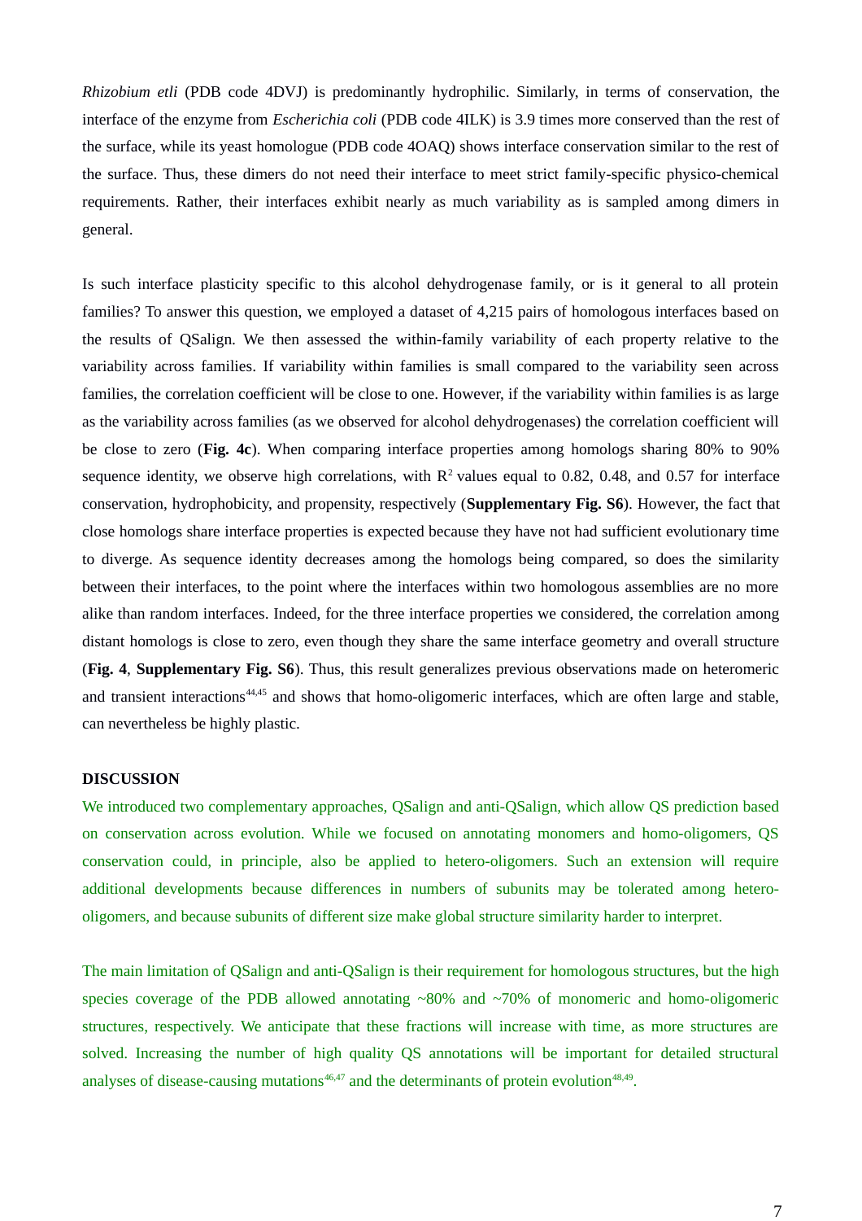*Rhizobium etli* (PDB code 4DVJ) is predominantly hydrophilic. Similarly, in terms of conservation, the interface of the enzyme from *Escherichia coli* (PDB code 4ILK) is 3.9 times more conserved than the rest of the surface, while its yeast homologue (PDB code 4OAQ) shows interface conservation similar to the rest of the surface. Thus, these dimers do not need their interface to meet strict family-specific physico-chemical requirements. Rather, their interfaces exhibit nearly as much variability as is sampled among dimers in general.

Is such interface plasticity specific to this alcohol dehydrogenase family, or is it general to all protein families? To answer this question, we employed a dataset of 4,215 pairs of homologous interfaces based on the results of QSalign. We then assessed the within-family variability of each property relative to the variability across families. If variability within families is small compared to the variability seen across families, the correlation coefficient will be close to one. However, if the variability within families is as large as the variability across families (as we observed for alcohol dehydrogenases) the correlation coefficient will be close to zero (**Fig. 4c**). When comparing interface properties among homologs sharing 80% to 90% sequence identity, we observe high correlations, with $R^2$ values equal to 0.82, 0.48, and 0.57 for interface conservation, hydrophobicity, and propensity, respectively (**Supplementary Fig. S6**). However, the fact that close homologs share interface properties is expected because they have not had sufficient evolutionary time to diverge. As sequence identity decreases among the homologs being compared, so does the similarity between their interfaces, to the point where the interfaces within two homologous assemblies are no more alike than random interfaces. Indeed, for the three interface properties we considered, the correlation among distant homologs is close to zero, even though they share the same interface geometry and overall structure (**Fig. 4**, **Supplementary Fig. S6**). Thus, this result generalizes previous observations made on heteromeric and transient interactions[44,45] and shows that homo-oligomeric interfaces, which are often large and stable, can nevertheless be highly plastic.

## DISCUSSION

We introduced two complementary approaches, QSalign and anti-QSalign, which allow QS prediction based on conservation across evolution. While we focused on annotating monomers and homo-oligomers, QS conservation could, in principle, also be applied to hetero-oligomers. Such an extension will require additional developments because differences in numbers of subunits may be tolerated among hetero-oligomers, and because subunits of different size make global structure similarity harder to interpret.

The main limitation of QSalign and anti-QSalign is their requirement for homologous structures, but the high species coverage of the PDB allowed annotating ~80% and ~70% of monomeric and homo-oligomeric structures, respectively. We anticipate that these fractions will increase with time, as more structures are solved. Increasing the number of high quality QS annotations will be important for detailed structural analyses of disease-causing mutations[46,47] and the determinants of protein evolution[48,49].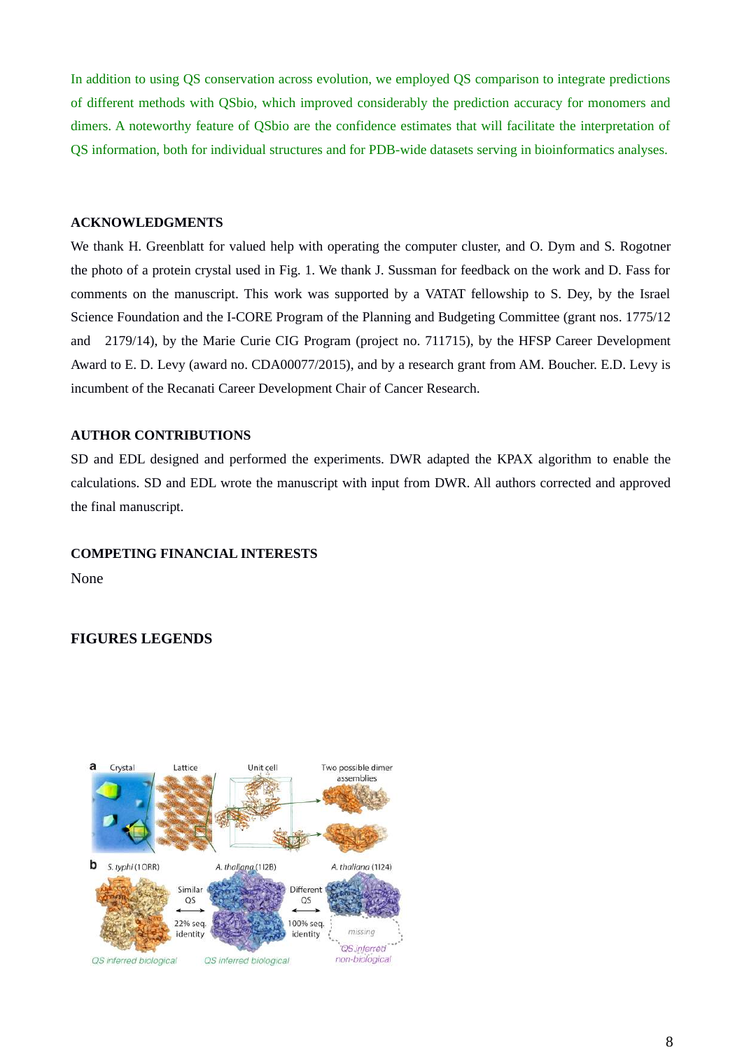In addition to using QS conservation across evolution, we employed QS comparison to integrate predictions of different methods with QSbio, which improved considerably the prediction accuracy for monomers and dimers. A noteworthy feature of QSbio are the confidence estimates that will facilitate the interpretation of QS information, both for individual structures and for PDB-wide datasets serving in bioinformatics analyses.

## ACKNOWLEDGMENTS

We thank H. Greenblatt for valued help with operating the computer cluster, and O. Dym and S. Rogotner the photo of a protein crystal used in Fig. 1. We thank J. Sussman for feedback on the work and D. Fass for comments on the manuscript. This work was supported by a VATAT fellowship to S. Dey, by the Israel Science Foundation and the I-CORE Program of the Planning and Budgeting Committee (grant nos. 1775/12 and 2179/14), by the Marie Curie CIG Program (project no. 711715), by the HFSP Career Development Award to E. D. Levy (award no. CDA00077/2015), and by a research grant from AM. Boucher. E.D. Levy is incumbent of the Recanati Career Development Chair of Cancer Research.

## AUTHOR CONTRIBUTIONS

SD and EDL designed and performed the experiments. DWR adapted the KPAX algorithm to enable the calculations. SD and EDL wrote the manuscript with input from DWR. All authors corrected and approved the final manuscript.

## COMPETING FINANCIAL INTERESTS

None

## FIGURES LEGENDS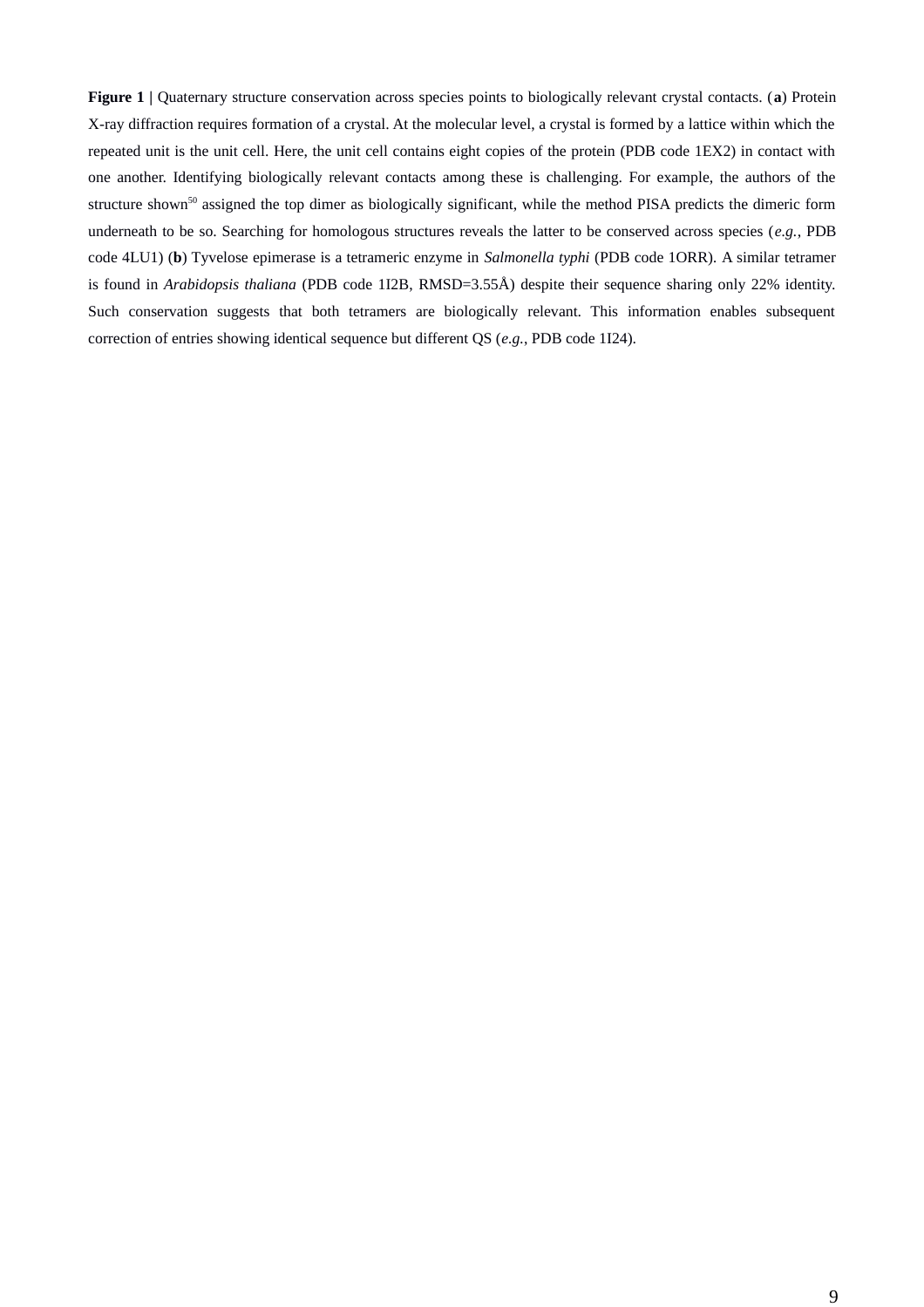**Figure 1 |** Quaternary structure conservation across species points to biologically relevant crystal contacts. (**a**) Protein X-ray diffraction requires formation of a crystal. At the molecular level, a crystal is formed by a lattice within which the repeated unit is the unit cell. Here, the unit cell contains eight copies of the protein (PDB code 1EX2) in contact with one another. Identifying biologically relevant contacts among these is challenging. For example, the authors of the structure shown[50] assigned the top dimer as biologically significant, while the method PISA predicts the dimeric form underneath to be so. Searching for homologous structures reveals the latter to be conserved across species (*e.g.*, PDB code 4LU1) (**b**) Tyvelose epimerase is a tetrameric enzyme in *Salmonella typhi* (PDB code 1ORR). A similar tetramer is found in *Arabidopsis thaliana* (PDB code 1I2B, RMSD=3.55Å) despite their sequence sharing only 22% identity. Such conservation suggests that both tetramers are biologically relevant. This information enables subsequent correction of entries showing identical sequence but different QS (*e.g.*, PDB code 1I24).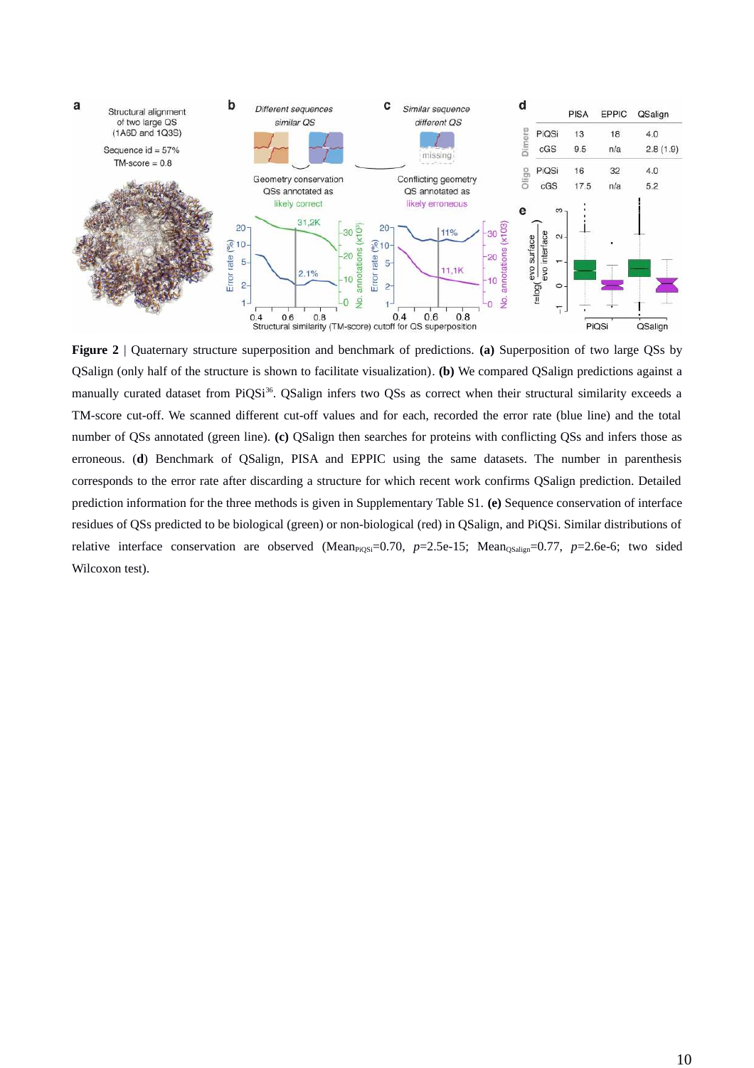**Figure 2** | Quaternary structure superposition and benchmark of predictions. **(a)** Superposition of two large QSs by QSalign (only half of the structure is shown to facilitate visualization). **(b)** We compared QSalign predictions against a manually curated dataset from PiQSi[36]. QSalign infers two QSs as correct when their structural similarity exceeds a TM-score cut-off. We scanned different cut-off values and for each, recorded the error rate (blue line) and the total number of QSs annotated (green line). **(c)** QSalign then searches for proteins with conflicting QSs and infers those as erroneous. (**d**) Benchmark of QSalign, PISA and EPPIC using the same datasets. The number in parenthesis corresponds to the error rate after discarding a structure for which recent work confirms QSalign prediction. Detailed prediction information for the three methods is given in Supplementary Table S1. **(e)** Sequence conservation of interface residues of QSs predicted to be biological (green) or non-biological (red) in QSalign, and PiQSi. Similar distributions of relative interface conservation are observed ($Mean_{PiQSi}$=0.70, $p$=2.5e-15; $Mean_{QSalign}$=0.77, $p$=2.6e-6; two sided Wilcoxon test).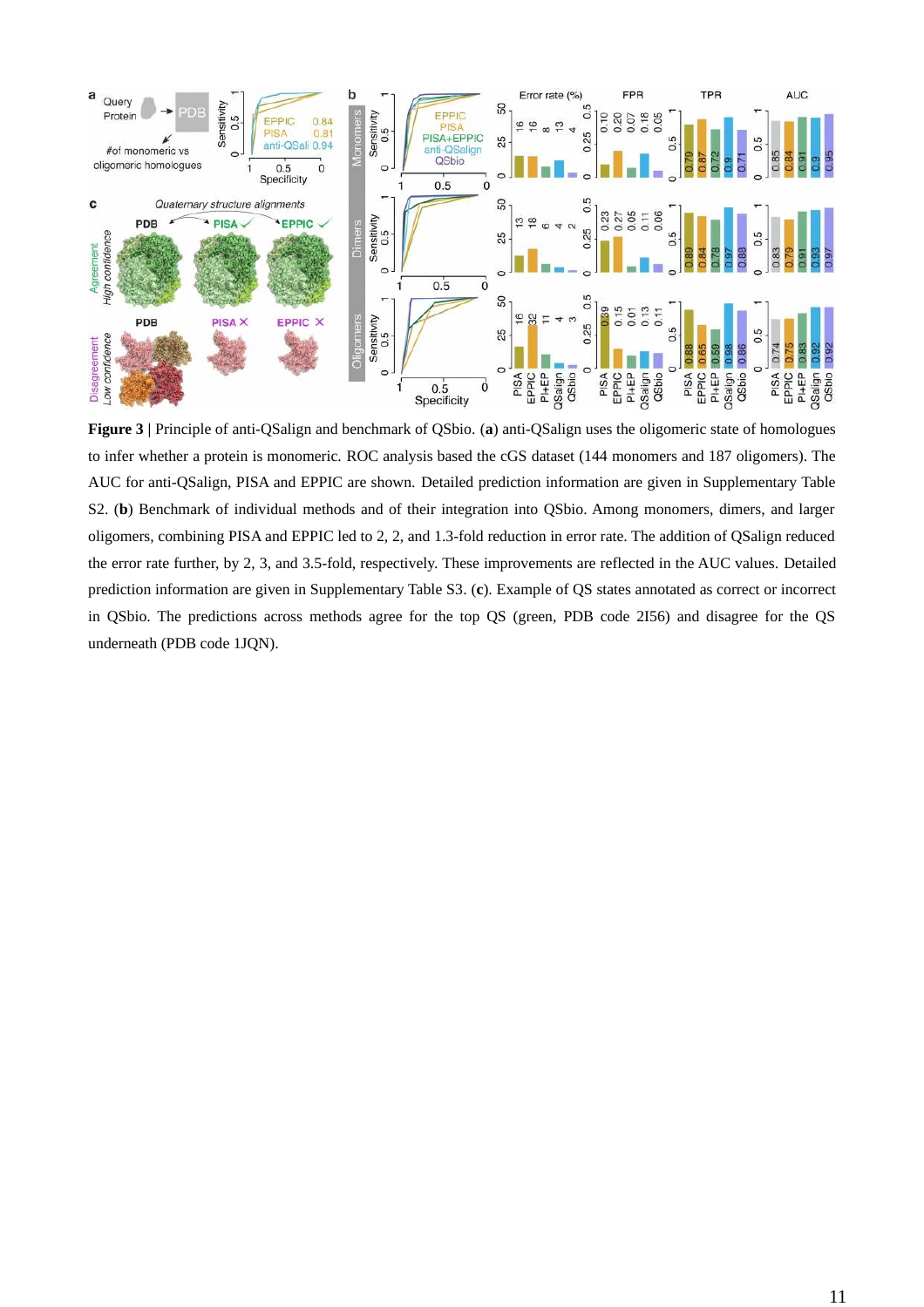**Figure 3 |** Principle of anti-QSalign and benchmark of QSbio. (**a**) anti-QSalign uses the oligomeric state of homologues to infer whether a protein is monomeric. ROC analysis based the cGS dataset (144 monomers and 187 oligomers). The AUC for anti-QSalign, PISA and EPPIC are shown. Detailed prediction information are given in Supplementary Table S2. (**b**) Benchmark of individual methods and of their integration into QSbio. Among monomers, dimers, and larger oligomers, combining PISA and EPPIC led to 2, 2, and 1.3-fold reduction in error rate. The addition of QSalign reduced the error rate further, by 2, 3, and 3.5-fold, respectively. These improvements are reflected in the AUC values. Detailed prediction information are given in Supplementary Table S3. (**c**). Example of QS states annotated as correct or incorrect in QSbio. The predictions across methods agree for the top QS (green, PDB code 2I56) and disagree for the QS underneath (PDB code 1JQN).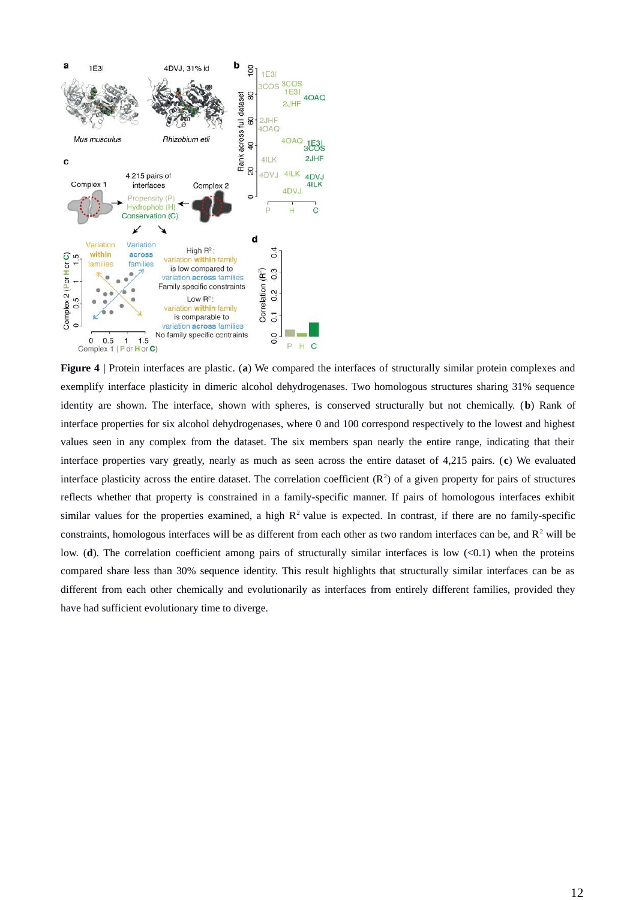**Figure 4 |** Protein interfaces are plastic. (**a**) We compared the interfaces of structurally similar protein complexes and exemplify interface plasticity in dimeric alcohol dehydrogenases. Two homologous structures sharing 31% sequence identity are shown. The interface, shown with spheres, is conserved structurally but not chemically. (**b**) Rank of interface properties for six alcohol dehydrogenases, where 0 and 100 correspond respectively to the lowest and highest values seen in any complex from the dataset. The six members span nearly the entire range, indicating that their interface properties vary greatly, nearly as much as seen across the entire dataset of 4,215 pairs. (**c**) We evaluated interface plasticity across the entire dataset. The correlation coefficient ($R^2$) of a given property for pairs of structures reflects whether that property is constrained in a family-specific manner. If pairs of homologous interfaces exhibit similar values for the properties examined, a high $R^2$ value is expected. In contrast, if there are no family-specific constraints, homologous interfaces will be as different from each other as two random interfaces can be, and $R^2$ will be low. (**d**). The correlation coefficient among pairs of structurally similar interfaces is low (<0.1) when the proteins compared share less than 30% sequence identity. This result highlights that structurally similar interfaces can be as different from each other chemically and evolutionarily as interfaces from entirely different families, provided they have had sufficient evolutionary time to diverge.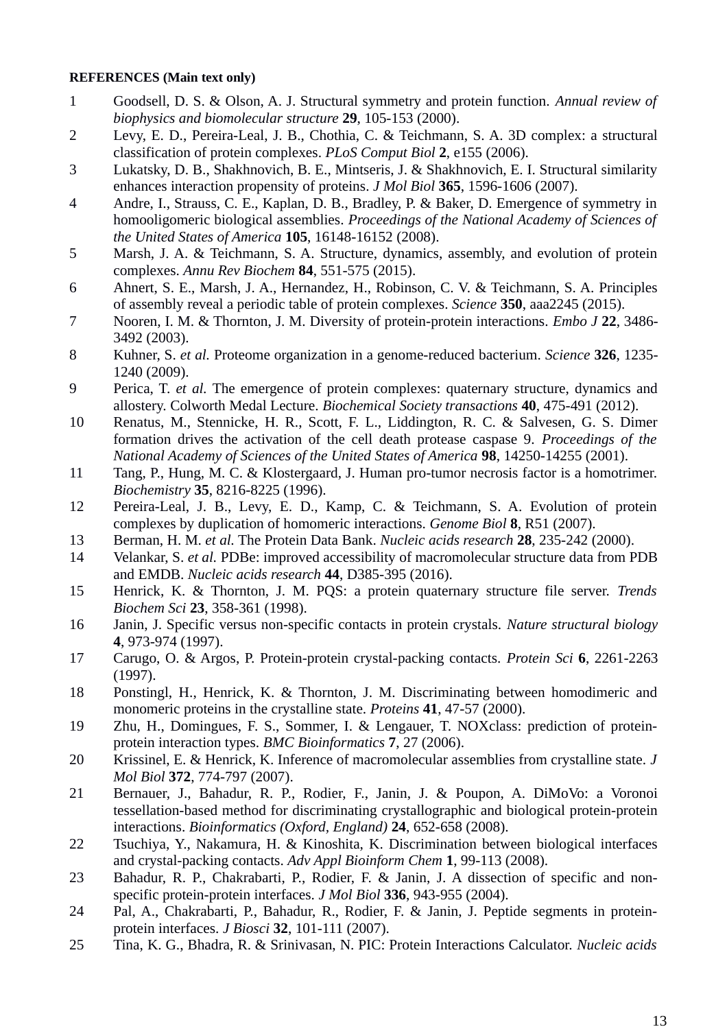**REFERENCES (Main text only)**

1. Goodsell, D. S. & Olson, A. J. Structural symmetry and protein function. *Annual review of biophysics and biomolecular structure* **29**, 105-153 (2000).
2. Levy, E. D., Pereira-Leal, J. B., Chothia, C. & Teichmann, S. A. 3D complex: a structural classification of protein complexes. *PLoS Comput Biol* **2**, e155 (2006).
3. Lukatsky, D. B., Shakhnovich, B. E., Mintseris, J. & Shakhnovich, E. I. Structural similarity enhances interaction propensity of proteins. *J Mol Biol* **365**, 1596-1606 (2007).
4. Andre, I., Strauss, C. E., Kaplan, D. B., Bradley, P. & Baker, D. Emergence of symmetry in homooligomeric biological assemblies. *Proceedings of the National Academy of Sciences of the United States of America* **105**, 16148-16152 (2008).
5. Marsh, J. A. & Teichmann, S. A. Structure, dynamics, assembly, and evolution of protein complexes. *Annu Rev Biochem* **84**, 551-575 (2015).
6. Ahnert, S. E., Marsh, J. A., Hernandez, H., Robinson, C. V. & Teichmann, S. A. Principles of assembly reveal a periodic table of protein complexes. *Science* **350**, aaa2245 (2015).
7. Nooren, I. M. & Thornton, J. M. Diversity of protein-protein interactions. *Embo J* **22**, 3486-3492 (2003).
8. Kuhner, S. *et al.* Proteome organization in a genome-reduced bacterium. *Science* **326**, 1235-1240 (2009).
9. Perica, T. *et al.* The emergence of protein complexes: quaternary structure, dynamics and allostery. Colworth Medal Lecture. *Biochemical Society transactions* **40**, 475-491 (2012).
10. Renatus, M., Stennicke, H. R., Scott, F. L., Liddington, R. C. & Salvesen, G. S. Dimer formation drives the activation of the cell death protease caspase 9. *Proceedings of the National Academy of Sciences of the United States of America* **98**, 14250-14255 (2001).
11. Tang, P., Hung, M. C. & Klostergaard, J. Human pro-tumor necrosis factor is a homotrimer. *Biochemistry* **35**, 8216-8225 (1996).
12. Pereira-Leal, J. B., Levy, E. D., Kamp, C. & Teichmann, S. A. Evolution of protein complexes by duplication of homomeric interactions. *Genome Biol* **8**, R51 (2007).
13. Berman, H. M. *et al.* The Protein Data Bank. *Nucleic acids research* **28**, 235-242 (2000).
14. Velankar, S. *et al.* PDBe: improved accessibility of macromolecular structure data from PDB and EMDB. *Nucleic acids research* **44**, D385-395 (2016).
15. Henrick, K. & Thornton, J. M. PQS: a protein quaternary structure file server. *Trends Biochem Sci* **23**, 358-361 (1998).
16. Janin, J. Specific versus non-specific contacts in protein crystals. *Nature structural biology* **4**, 973-974 (1997).
17. Carugo, O. & Argos, P. Protein-protein crystal-packing contacts. *Protein Sci* **6**, 2261-2263 (1997).
18. Ponstingl, H., Henrick, K. & Thornton, J. M. Discriminating between homodimeric and monomeric proteins in the crystalline state. *Proteins* **41**, 47-57 (2000).
19. Zhu, H., Domingues, F. S., Sommer, I. & Lengauer, T. NOXclass: prediction of protein-protein interaction types. *BMC Bioinformatics* **7**, 27 (2006).
20. Krissinel, E. & Henrick, K. Inference of macromolecular assemblies from crystalline state. *J Mol Biol* **372**, 774-797 (2007).
21. Bernauer, J., Bahadur, R. P., Rodier, F., Janin, J. & Poupon, A. DiMoVo: a Voronoi tessellation-based method for discriminating crystallographic and biological protein-protein interactions. *Bioinformatics (Oxford, England)* **24**, 652-658 (2008).
22. Tsuchiya, Y., Nakamura, H. & Kinoshita, K. Discrimination between biological interfaces and crystal-packing contacts. *Adv Appl Bioinform Chem* **1**, 99-113 (2008).
23. Bahadur, R. P., Chakrabarti, P., Rodier, F. & Janin, J. A dissection of specific and non-specific protein-protein interfaces. *J Mol Biol* **336**, 943-955 (2004).
24. Pal, A., Chakrabarti, P., Bahadur, R., Rodier, F. & Janin, J. Peptide segments in protein-protein interfaces. *J Biosci* **32**, 101-111 (2007).
25. Tina, K. G., Bhadra, R. & Srinivasan, N. PIC: Protein Interactions Calculator. *Nucleic acids*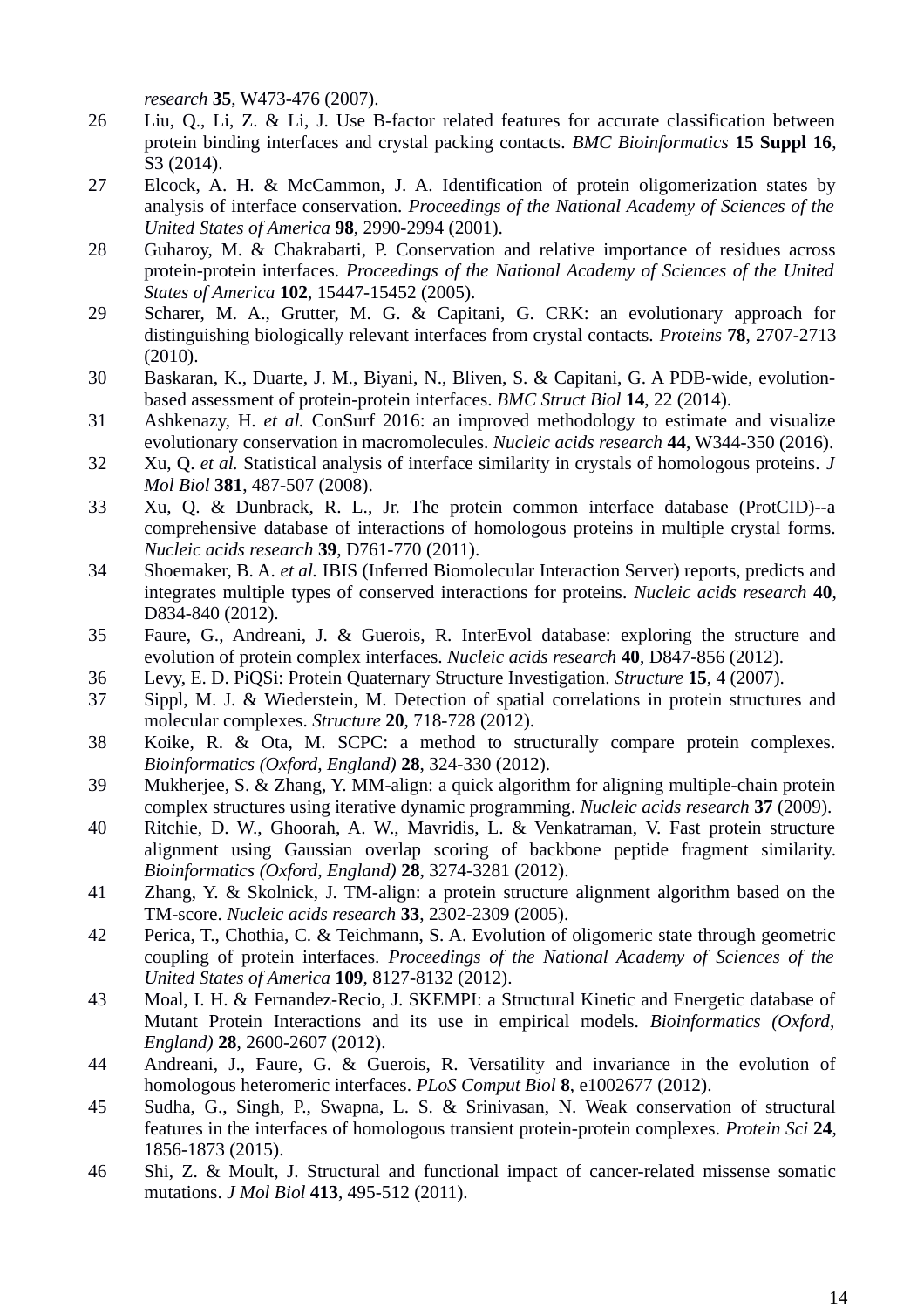*research* **35**, W473-476 (2007).

26 Liu, Q., Li, Z. & Li, J. Use B-factor related features for accurate classification between protein binding interfaces and crystal packing contacts. *BMC Bioinformatics* **15 Suppl 16**, S3 (2014).

27 Elcock, A. H. & McCammon, J. A. Identification of protein oligomerization states by analysis of interface conservation. *Proceedings of the National Academy of Sciences of the United States of America* **98**, 2990-2994 (2001).

28 Guharoy, M. & Chakrabarti, P. Conservation and relative importance of residues across protein-protein interfaces. *Proceedings of the National Academy of Sciences of the United States of America* **102**, 15447-15452 (2005).

29 Scharer, M. A., Grutter, M. G. & Capitani, G. CRK: an evolutionary approach for distinguishing biologically relevant interfaces from crystal contacts. *Proteins* **78**, 2707-2713 (2010).

30 Baskaran, K., Duarte, J. M., Biyani, N., Bliven, S. & Capitani, G. A PDB-wide, evolution-based assessment of protein-protein interfaces. *BMC Struct Biol* **14**, 22 (2014).

31 Ashkenazy, H. *et al.* ConSurf 2016: an improved methodology to estimate and visualize evolutionary conservation in macromolecules. *Nucleic acids research* **44**, W344-350 (2016).

32 Xu, Q. *et al.* Statistical analysis of interface similarity in crystals of homologous proteins. *J Mol Biol* **381**, 487-507 (2008).

33 Xu, Q. & Dunbrack, R. L., Jr. The protein common interface database (ProtCID)--a comprehensive database of interactions of homologous proteins in multiple crystal forms. *Nucleic acids research* **39**, D761-770 (2011).

34 Shoemaker, B. A. *et al.* IBIS (Inferred Biomolecular Interaction Server) reports, predicts and integrates multiple types of conserved interactions for proteins. *Nucleic acids research* **40**, D834-840 (2012).

35 Faure, G., Andreani, J. & Guerois, R. InterEvol database: exploring the structure and evolution of protein complex interfaces. *Nucleic acids research* **40**, D847-856 (2012).

36 Levy, E. D. PiQSi: Protein Quaternary Structure Investigation. *Structure* **15**, 4 (2007).

37 Sippl, M. J. & Wiederstein, M. Detection of spatial correlations in protein structures and molecular complexes. *Structure* **20**, 718-728 (2012).

38 Koike, R. & Ota, M. SCPC: a method to structurally compare protein complexes. *Bioinformatics (Oxford, England)* **28**, 324-330 (2012).

39 Mukherjee, S. & Zhang, Y. MM-align: a quick algorithm for aligning multiple-chain protein complex structures using iterative dynamic programming. *Nucleic acids research* **37** (2009).

40 Ritchie, D. W., Ghoorah, A. W., Mavridis, L. & Venkatraman, V. Fast protein structure alignment using Gaussian overlap scoring of backbone peptide fragment similarity. *Bioinformatics (Oxford, England)* **28**, 3274-3281 (2012).

41 Zhang, Y. & Skolnick, J. TM-align: a protein structure alignment algorithm based on the TM-score. *Nucleic acids research* **33**, 2302-2309 (2005).

42 Perica, T., Chothia, C. & Teichmann, S. A. Evolution of oligomeric state through geometric coupling of protein interfaces. *Proceedings of the National Academy of Sciences of the United States of America* **109**, 8127-8132 (2012).

43 Moal, I. H. & Fernandez-Recio, J. SKEMPI: a Structural Kinetic and Energetic database of Mutant Protein Interactions and its use in empirical models. *Bioinformatics (Oxford, England)* **28**, 2600-2607 (2012).

44 Andreani, J., Faure, G. & Guerois, R. Versatility and invariance in the evolution of homologous heteromeric interfaces. *PLoS Comput Biol* **8**, e1002677 (2012).

45 Sudha, G., Singh, P., Swapna, L. S. & Srinivasan, N. Weak conservation of structural features in the interfaces of homologous transient protein-protein complexes. *Protein Sci* **24**, 1856-1873 (2015).

46 Shi, Z. & Moult, J. Structural and functional impact of cancer-related missense somatic mutations. *J Mol Biol* **413**, 495-512 (2011).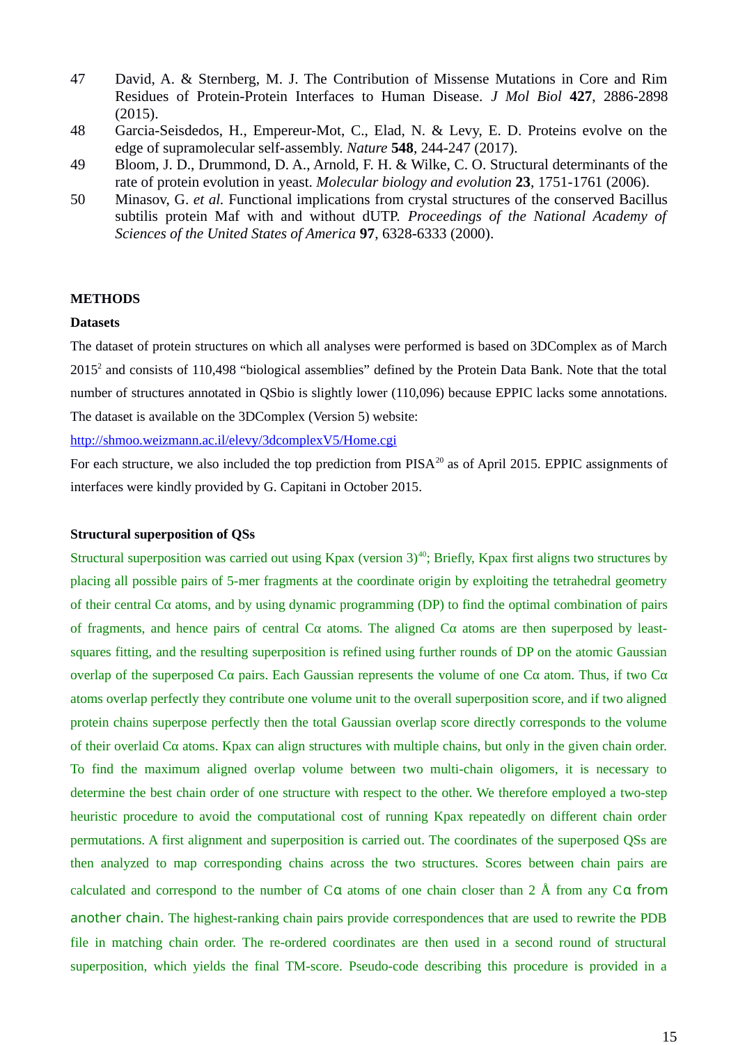47 David, A. & Sternberg, M. J. The Contribution of Missense Mutations in Core and Rim Residues of Protein-Protein Interfaces to Human Disease. *J Mol Biol* **427**, 2886-2898 (2015).

48 Garcia-Seisdedos, H., Empereur-Mot, C., Elad, N. & Levy, E. D. Proteins evolve on the edge of supramolecular self-assembly. *Nature* **548**, 244-247 (2017).

49 Bloom, J. D., Drummond, D. A., Arnold, F. H. & Wilke, C. O. Structural determinants of the rate of protein evolution in yeast. *Molecular biology and evolution* **23**, 1751-1761 (2006).

50 Minasov, G. *et al.* Functional implications from crystal structures of the conserved Bacillus subtilis protein Maf with and without dUTP. *Proceedings of the National Academy of Sciences of the United States of America* **97**, 6328-6333 (2000).

## METHODS

### Datasets

The dataset of protein structures on which all analyses were performed is based on 3DComplex as of March 2015[2] and consists of 110,498 "biological assemblies" defined by the Protein Data Bank. Note that the total number of structures annotated in QSbio is slightly lower (110,096) because EPPIC lacks some annotations. The dataset is available on the 3DComplex (Version 5) website:

http://shmoo.weizmann.ac.il/elevy/3dcomplexV5/Home.cgi

For each structure, we also included the top prediction from PISA[20] as of April 2015. EPPIC assignments of interfaces were kindly provided by G. Capitani in October 2015.

### Structural superposition of QSs

Structural superposition was carried out using Kpax (version 3)[40]; Briefly, Kpax first aligns two structures by placing all possible pairs of 5-mer fragments at the coordinate origin by exploiting the tetrahedral geometry of their central Cα atoms, and by using dynamic programming (DP) to find the optimal combination of pairs of fragments, and hence pairs of central Cα atoms. The aligned Cα atoms are then superposed by least-squares fitting, and the resulting superposition is refined using further rounds of DP on the atomic Gaussian overlap of the superposed Cα pairs. Each Gaussian represents the volume of one Cα atom. Thus, if two Cα atoms overlap perfectly they contribute one volume unit to the overall superposition score, and if two aligned protein chains superpose perfectly then the total Gaussian overlap score directly corresponds to the volume of their overlaid Cα atoms. Kpax can align structures with multiple chains, but only in the given chain order. To find the maximum aligned overlap volume between two multi-chain oligomers, it is necessary to determine the best chain order of one structure with respect to the other. We therefore employed a two-step heuristic procedure to avoid the computational cost of running Kpax repeatedly on different chain order permutations. A first alignment and superposition is carried out. The coordinates of the superposed QSs are then analyzed to map corresponding chains across the two structures. Scores between chain pairs are calculated and correspond to the number of Cα atoms of one chain closer than 2 Å from any Cα from another chain. The highest-ranking chain pairs provide correspondences that are used to rewrite the PDB file in matching chain order. The re-ordered coordinates are then used in a second round of structural superposition, which yields the final TM-score. Pseudo-code describing this procedure is provided in a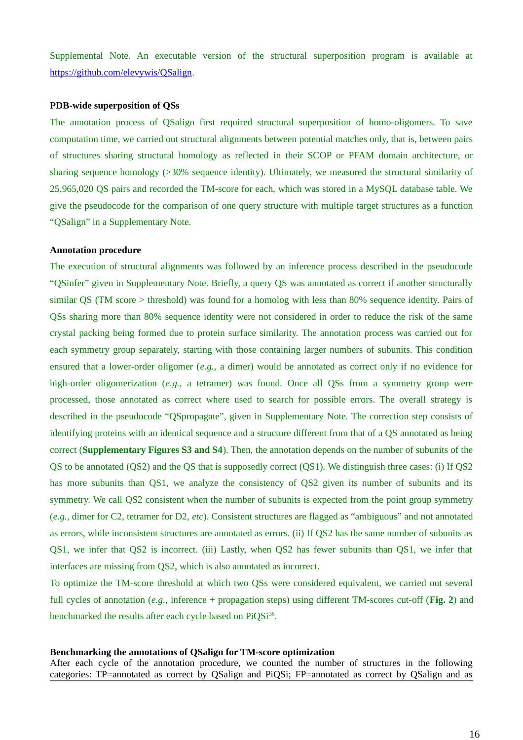Supplemental Note. An executable version of the structural superposition program is available at https://github.com/elevywis/QSalign.

**PDB-wide superposition of QSs**

The annotation process of QSalign first required structural superposition of homo-oligomers. To save computation time, we carried out structural alignments between potential matches only, that is, between pairs of structures sharing structural homology as reflected in their SCOP or PFAM domain architecture, or sharing sequence homology (>30% sequence identity). Ultimately, we measured the structural similarity of 25,965,020 QS pairs and recorded the TM-score for each, which was stored in a MySQL database table. We give the pseudocode for the comparison of one query structure with multiple target structures as a function "QSalign" in a Supplementary Note.

**Annotation procedure**

The execution of structural alignments was followed by an inference process described in the pseudocode "QSinfer" given in Supplementary Note. Briefly, a query QS was annotated as correct if another structurally similar QS (TM score > threshold) was found for a homolog with less than 80% sequence identity. Pairs of QSs sharing more than 80% sequence identity were not considered in order to reduce the risk of the same crystal packing being formed due to protein surface similarity. The annotation process was carried out for each symmetry group separately, starting with those containing larger numbers of subunits. This condition ensured that a lower-order oligomer (*e.g.*, a dimer) would be annotated as correct only if no evidence for high-order oligomerization (*e.g.*, a tetramer) was found. Once all QSs from a symmetry group were processed, those annotated as correct where used to search for possible errors. The overall strategy is described in the pseudocode "QSpropagate", given in Supplementary Note. The correction step consists of identifying proteins with an identical sequence and a structure different from that of a QS annotated as being correct (**Supplementary Figures S3 and S4**). Then, the annotation depends on the number of subunits of the QS to be annotated (QS2) and the QS that is supposedly correct (QS1). We distinguish three cases: (i) If QS2 has more subunits than QS1, we analyze the consistency of QS2 given its number of subunits and its symmetry. We call QS2 consistent when the number of subunits is expected from the point group symmetry (*e.g.*, dimer for C2, tetramer for D2, *etc*). Consistent structures are flagged as "ambiguous" and not annotated as errors, while inconsistent structures are annotated as errors. (ii) If QS2 has the same number of subunits as QS1, we infer that QS2 is incorrect. (iii) Lastly, when QS2 has fewer subunits than QS1, we infer that interfaces are missing from QS2, which is also annotated as incorrect.

To optimize the TM-score threshold at which two QSs were considered equivalent, we carried out several full cycles of annotation (*e.g.*, inference + propagation steps) using different TM-scores cut-off (**Fig. 2**) and benchmarked the results after each cycle based on PiQSi[36].

**Benchmarking the annotations of QSalign for TM-score optimization**

After each cycle of the annotation procedure, we counted the number of structures in the following categories: TP=annotated as correct by QSalign and PiQSi; FP=annotated as correct by QSalign and as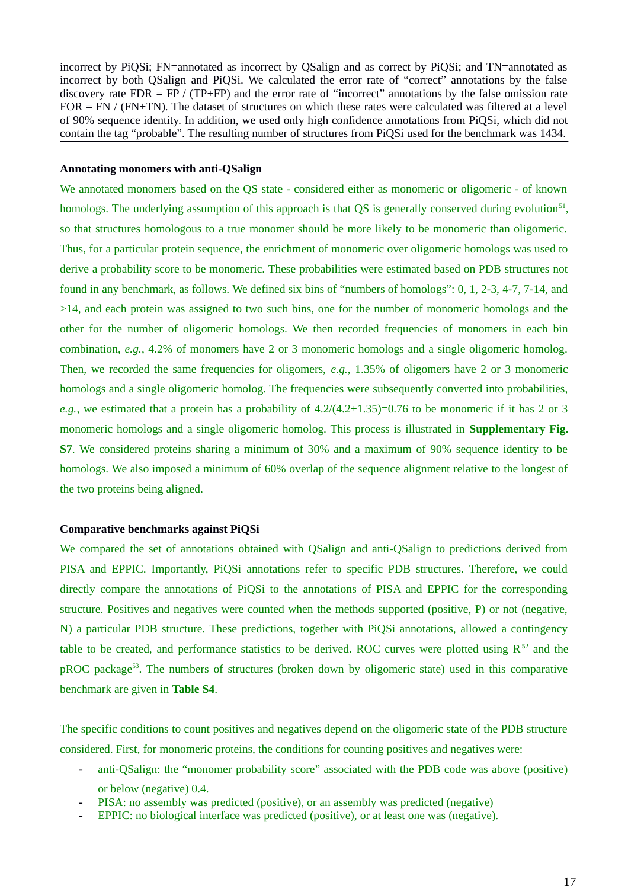incorrect by PiQSi; FN=annotated as incorrect by QSalign and as correct by PiQSi; and TN=annotated as incorrect by both QSalign and PiQSi. We calculated the error rate of “correct” annotations by the false discovery rate FDR = FP / (TP+FP) and the error rate of “incorrect” annotations by the false omission rate FOR = FN / (FN+TN). The dataset of structures on which these rates were calculated was filtered at a level of 90% sequence identity. In addition, we used only high confidence annotations from PiQSi, which did not contain the tag “probable”. The resulting number of structures from PiQSi used for the benchmark was 1434.

**Annotating monomers with anti-QSalign**

We annotated monomers based on the QS state - considered either as monomeric or oligomeric - of known homologs. The underlying assumption of this approach is that QS is generally conserved during evolution[51], so that structures homologous to a true monomer should be more likely to be monomeric than oligomeric. Thus, for a particular protein sequence, the enrichment of monomeric over oligomeric homologs was used to derive a probability score to be monomeric. These probabilities were estimated based on PDB structures not found in any benchmark, as follows. We defined six bins of “numbers of homologs”: 0, 1, 2-3, 4-7, 7-14, and >14, and each protein was assigned to two such bins, one for the number of monomeric homologs and the other for the number of oligomeric homologs. We then recorded frequencies of monomers in each bin combination, *e.g.*, 4.2% of monomers have 2 or 3 monomeric homologs and a single oligomeric homolog. Then, we recorded the same frequencies for oligomers, *e.g.*, 1.35% of oligomers have 2 or 3 monomeric homologs and a single oligomeric homolog. The frequencies were subsequently converted into probabilities, *e.g.*, we estimated that a protein has a probability of 4.2/(4.2+1.35)=0.76 to be monomeric if it has 2 or 3 monomeric homologs and a single oligomeric homolog. This process is illustrated in **Supplementary Fig. S7**. We considered proteins sharing a minimum of 30% and a maximum of 90% sequence identity to be homologs. We also imposed a minimum of 60% overlap of the sequence alignment relative to the longest of the two proteins being aligned.

**Comparative benchmarks against PiQSi**

We compared the set of annotations obtained with QSalign and anti-QSalign to predictions derived from PISA and EPPIC. Importantly, PiQSi annotations refer to specific PDB structures. Therefore, we could directly compare the annotations of PiQSi to the annotations of PISA and EPPIC for the corresponding structure. Positives and negatives were counted when the methods supported (positive, P) or not (negative, N) a particular PDB structure. These predictions, together with PiQSi annotations, allowed a contingency table to be created, and performance statistics to be derived. ROC curves were plotted using R[52] and the pROC package[53]. The numbers of structures (broken down by oligomeric state) used in this comparative benchmark are given in **Table S4**.

The specific conditions to count positives and negatives depend on the oligomeric state of the PDB structure considered. First, for monomeric proteins, the conditions for counting positives and negatives were:

- anti-QSalign: the “monomer probability score” associated with the PDB code was above (positive) or below (negative) 0.4.
- PISA: no assembly was predicted (positive), or an assembly was predicted (negative)
- EPPIC: no biological interface was predicted (positive), or at least one was (negative).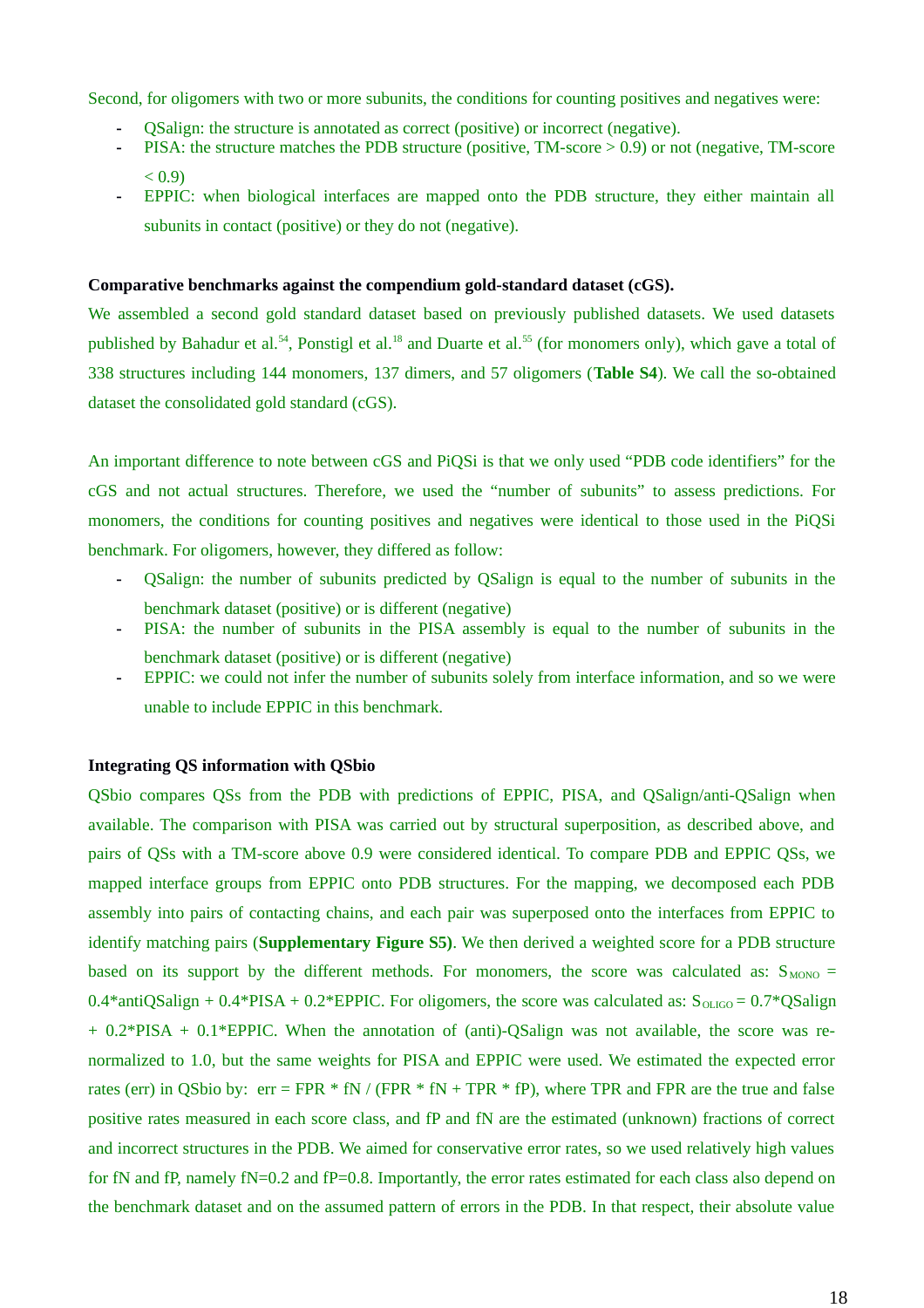Second, for oligomers with two or more subunits, the conditions for counting positives and negatives were:

- QSalign: the structure is annotated as correct (positive) or incorrect (negative).
- PISA: the structure matches the PDB structure (positive, TM-score > 0.9) or not (negative, TM-score < 0.9)
- EPPIC: when biological interfaces are mapped onto the PDB structure, they either maintain all subunits in contact (positive) or they do not (negative).

**Comparative benchmarks against the compendium gold-standard dataset (cGS).**

We assembled a second gold standard dataset based on previously published datasets. We used datasets published by Bahadur et al.[54], Ponstigl et al.[18] and Duarte et al.[55] (for monomers only), which gave a total of 338 structures including 144 monomers, 137 dimers, and 57 oligomers (**Table S4**). We call the so-obtained dataset the consolidated gold standard (cGS).

An important difference to note between cGS and PiQSi is that we only used "PDB code identifiers" for the cGS and not actual structures. Therefore, we used the "number of subunits" to assess predictions. For monomers, the conditions for counting positives and negatives were identical to those used in the PiQSi benchmark. For oligomers, however, they differed as follow:

- QSalign: the number of subunits predicted by QSalign is equal to the number of subunits in the benchmark dataset (positive) or is different (negative)
- PISA: the number of subunits in the PISA assembly is equal to the number of subunits in the benchmark dataset (positive) or is different (negative)
- EPPIC: we could not infer the number of subunits solely from interface information, and so we were unable to include EPPIC in this benchmark.

**Integrating QS information with QSbio**

QSbio compares QSs from the PDB with predictions of EPPIC, PISA, and QSalign/anti-QSalign when available. The comparison with PISA was carried out by structural superposition, as described above, and pairs of QSs with a TM-score above 0.9 were considered identical. To compare PDB and EPPIC QSs, we mapped interface groups from EPPIC onto PDB structures. For the mapping, we decomposed each PDB assembly into pairs of contacting chains, and each pair was superposed onto the interfaces from EPPIC to identify matching pairs (**Supplementary Figure S5)**. We then derived a weighted score for a PDB structure based on its support by the different methods. For monomers, the score was calculated as: $S_{MONO}$ = 0.4*antiQSalign + 0.4*PISA + 0.2*EPPIC. For oligomers, the score was calculated as: $S_{OLIGO}$ = 0.7*QSalign + 0.2*PISA + 0.1*EPPIC. When the annotation of (anti)-QSalign was not available, the score was re-normalized to 1.0, but the same weights for PISA and EPPIC were used. We estimated the expected error rates (err) in QSbio by: $err = FPR * fN / (FPR * fN + TPR * fP)$, where TPR and FPR are the true and false positive rates measured in each score class, and fP and fN are the estimated (unknown) fractions of correct and incorrect structures in the PDB. We aimed for conservative error rates, so we used relatively high values for fN and fP, namely fN=0.2 and fP=0.8. Importantly, the error rates estimated for each class also depend on the benchmark dataset and on the assumed pattern of errors in the PDB. In that respect, their absolute value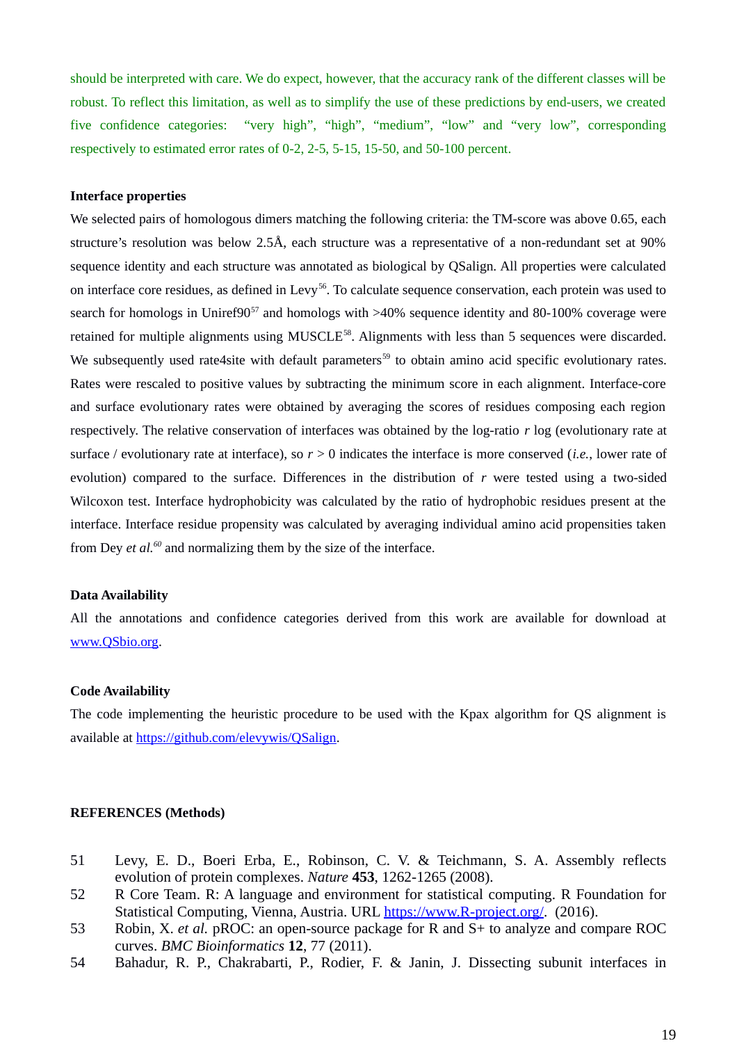should be interpreted with care. We do expect, however, that the accuracy rank of the different classes will be robust. To reflect this limitation, as well as to simplify the use of these predictions by end-users, we created five confidence categories: "very high", "high", "medium", "low" and "very low", corresponding respectively to estimated error rates of 0-2, 2-5, 5-15, 15-50, and 50-100 percent.

**Interface properties**

We selected pairs of homologous dimers matching the following criteria: the TM-score was above 0.65, each structure's resolution was below 2.5Å, each structure was a representative of a non-redundant set at 90% sequence identity and each structure was annotated as biological by QSalign. All properties were calculated on interface core residues, as defined in Levy[56]. To calculate sequence conservation, each protein was used to search for homologs in Uniref90[57] and homologs with >40% sequence identity and 80-100% coverage were retained for multiple alignments using MUSCLE[58]. Alignments with less than 5 sequences were discarded. We subsequently used rate4site with default parameters[59] to obtain amino acid specific evolutionary rates. Rates were rescaled to positive values by subtracting the minimum score in each alignment. Interface-core and surface evolutionary rates were obtained by averaging the scores of residues composing each region respectively. The relative conservation of interfaces was obtained by the log-ratio $r$ log (evolutionary rate at surface / evolutionary rate at interface), so $r > 0$ indicates the interface is more conserved (*i.e.*, lower rate of evolution) compared to the surface. Differences in the distribution of $r$ were tested using a two-sided Wilcoxon test. Interface hydrophobicity was calculated by the ratio of hydrophobic residues present at the interface. Interface residue propensity was calculated by averaging individual amino acid propensities taken from Dey *et al.*[60] and normalizing them by the size of the interface.

**Data Availability**

All the annotations and confidence categories derived from this work are available for download at [www.QSbio.org](www.QSbio.org).

**Code Availability**

The code implementing the heuristic procedure to be used with the Kpax algorithm for QS alignment is available at [https://github.com/elevywis/QSalign](https://github.com/elevywis/QSalign).

**REFERENCES (Methods)**

51 Levy, E. D., Boeri Erba, E., Robinson, C. V. & Teichmann, S. A. Assembly reflects evolution of protein complexes. *Nature* **453**, 1262-1265 (2008).

52 R Core Team. R: A language and environment for statistical computing. R Foundation for Statistical Computing, Vienna, Austria. URL [https://www.R-project.org/](https://www.R-project.org/). (2016).

53 Robin, X. *et al.* pROC: an open-source package for R and S+ to analyze and compare ROC curves. *BMC Bioinformatics* **12**, 77 (2011).

54 Bahadur, R. P., Chakrabarti, P., Rodier, F. & Janin, J. Dissecting subunit interfaces in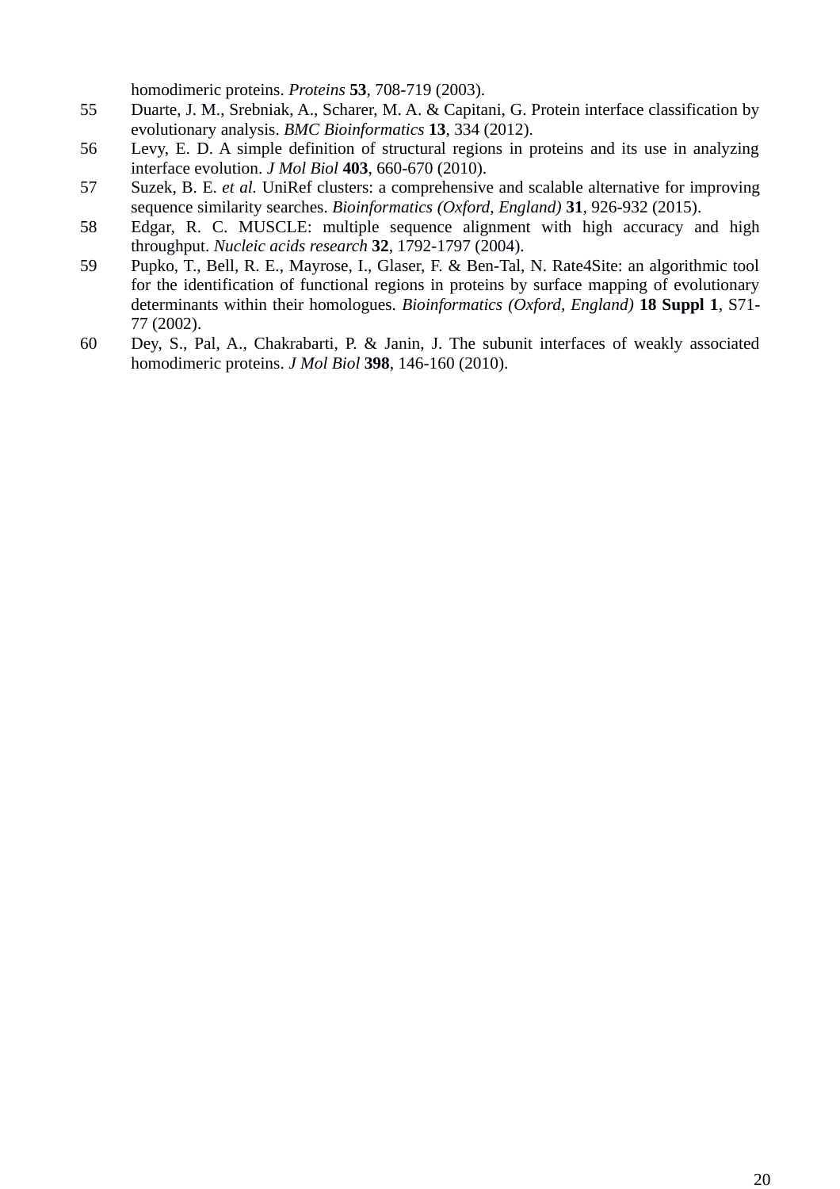homodimeric proteins. *Proteins* **53**, 708-719 (2003).

55 Duarte, J. M., Srebniak, A., Scharer, M. A. & Capitani, G. Protein interface classification by evolutionary analysis. *BMC Bioinformatics* **13**, 334 (2012).

56 Levy, E. D. A simple definition of structural regions in proteins and its use in analyzing interface evolution. *J Mol Biol* **403**, 660-670 (2010).

57 Suzek, B. E. *et al.* UniRef clusters: a comprehensive and scalable alternative for improving sequence similarity searches. *Bioinformatics (Oxford, England)* **31**, 926-932 (2015).

58 Edgar, R. C. MUSCLE: multiple sequence alignment with high accuracy and high throughput. *Nucleic acids research* **32**, 1792-1797 (2004).

59 Pupko, T., Bell, R. E., Mayrose, I., Glaser, F. & Ben-Tal, N. Rate4Site: an algorithmic tool for the identification of functional regions in proteins by surface mapping of evolutionary determinants within their homologues. *Bioinformatics (Oxford, England)* **18 Suppl 1**, S71-77 (2002).

60 Dey, S., Pal, A., Chakrabarti, P. & Janin, J. The subunit interfaces of weakly associated homodimeric proteins. *J Mol Biol* **398**, 146-160 (2010).